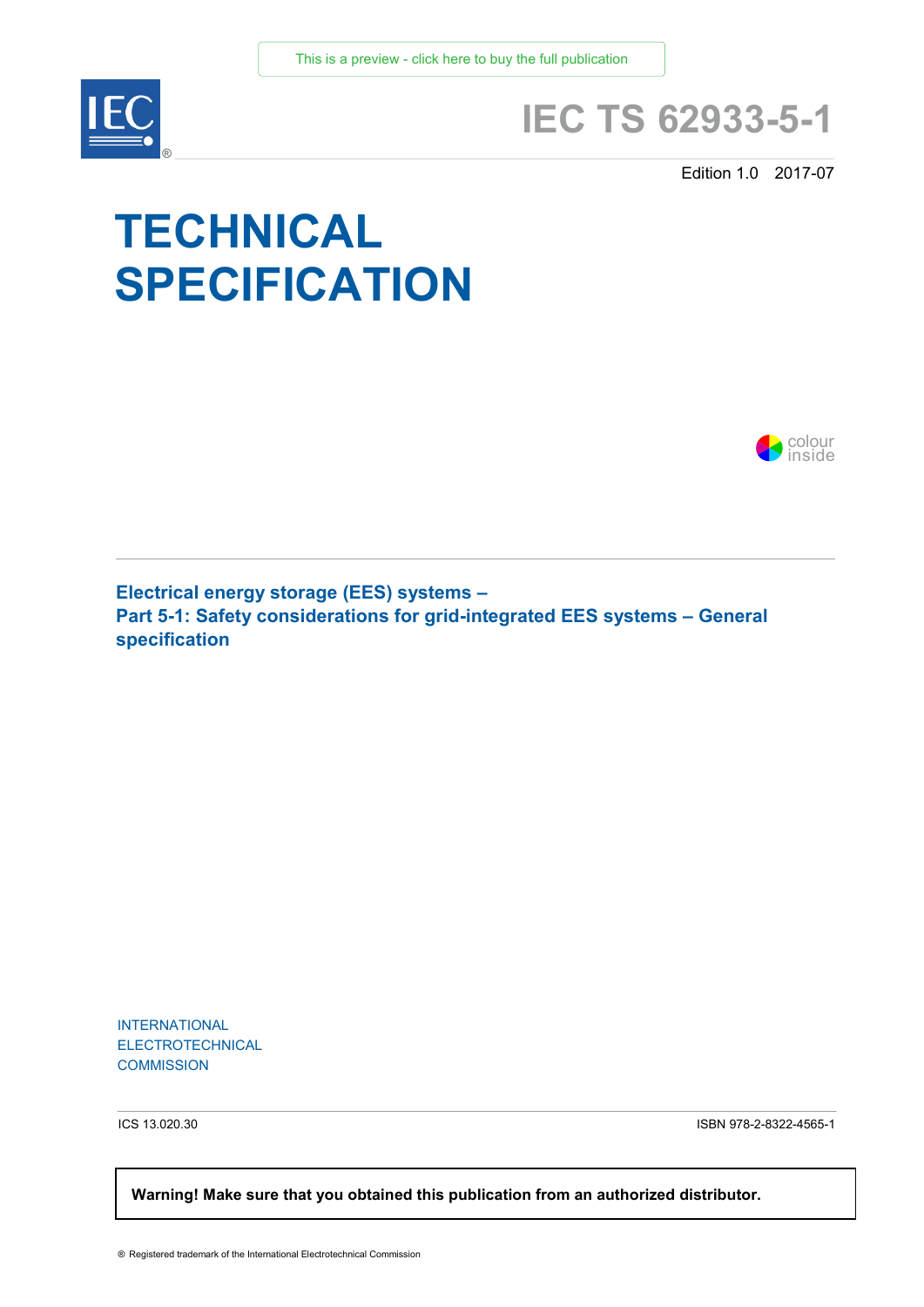This is a preview - click here to buy the full publication

# IEC TS 62933-5-1

Edition 1.0 2017-07

# TECHNICAL SPECIFICATION

colour inside

## Electrical energy storage (EES) systems –
## Part 5-1: Safety considerations for grid-integrated EES systems – General specification

INTERNATIONAL
ELECTROTECHNICAL
COMMISSION

ICS 13.020.30

ISBN 978-2-8322-4565-1

**Warning! Make sure that you obtained this publication from an authorized distributor.**

® Registered trademark of the International Electrotechnical Commission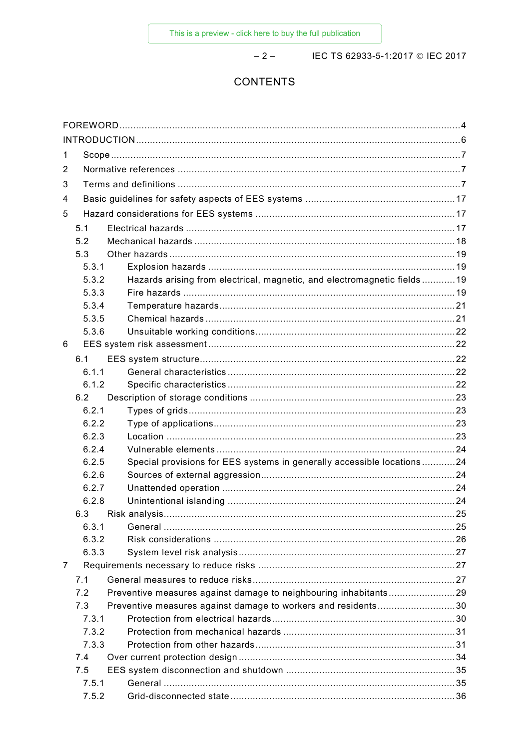# CONTENTS

FOREWORD ............................................................................................................................4
INTRODUCTION .....................................................................................................................6
1 Scope ..............................................................................................................................7
2 Normative references ......................................................................................................7
3 Terms and definitions ......................................................................................................7
4 Basic guidelines for safety aspects of EES systems ......................................................17
5 Hazard considerations for EES systems ........................................................................17
 5.1 Electrical hazards ...................................................................................................17
 5.2 Mechanical hazards ................................................................................................18
 5.3 Other hazards .........................................................................................................19
  5.3.1 Explosion hazards ...........................................................................................19
  5.3.2 Hazards arising from electrical, magnetic, and electromagnetic fields ............19
  5.3.3 Fire hazards ....................................................................................................19
  5.3.4 Temperature hazards.......................................................................................21
  5.3.5 Chemical hazards ............................................................................................21
  5.3.6 Unsuitable working conditions..........................................................................22
6 EES system risk assessment ..........................................................................................22
 6.1 EES system structure.............................................................................................22
  6.1.1 General characteristics ...................................................................................22
  6.1.2 Specific characteristics ...................................................................................22
 6.2 Description of storage conditions ..........................................................................23
  6.2.1 Types of grids...................................................................................................23
  6.2.2 Type of applications.........................................................................................23
  6.2.3 Location ..........................................................................................................23
  6.2.4 Vulnerable elements ........................................................................................24
  6.2.5 Special provisions for EES systems in generally accessible locations ............24
  6.2.6 Sources of external aggression........................................................................24
  6.2.7 Unattended operation ......................................................................................24
  6.2.8 Unintentional islanding ....................................................................................24
 6.3 Risk analysis...........................................................................................................25
  6.3.1 General ...........................................................................................................25
  6.3.2 Risk considerations .........................................................................................26
  6.3.3 System level risk analysis................................................................................27
7 Requirements necessary to reduce risks ........................................................................27
 7.1 General measures to reduce risks...........................................................................27
 7.2 Preventive measures against damage to neighbouring inhabitants ........................29
 7.3 Preventive measures against damage to workers and residents ............................30
  7.3.1 Protection from electrical hazards....................................................................30
  7.3.2 Protection from mechanical hazards ...............................................................31
  7.3.3 Protection from other hazards..........................................................................31
 7.4 Over current protection design ...............................................................................34
 7.5 EES system disconnection and shutdown ..............................................................35
  7.5.1 General ...........................................................................................................35
  7.5.2 Grid-disconnected state ..................................................................................36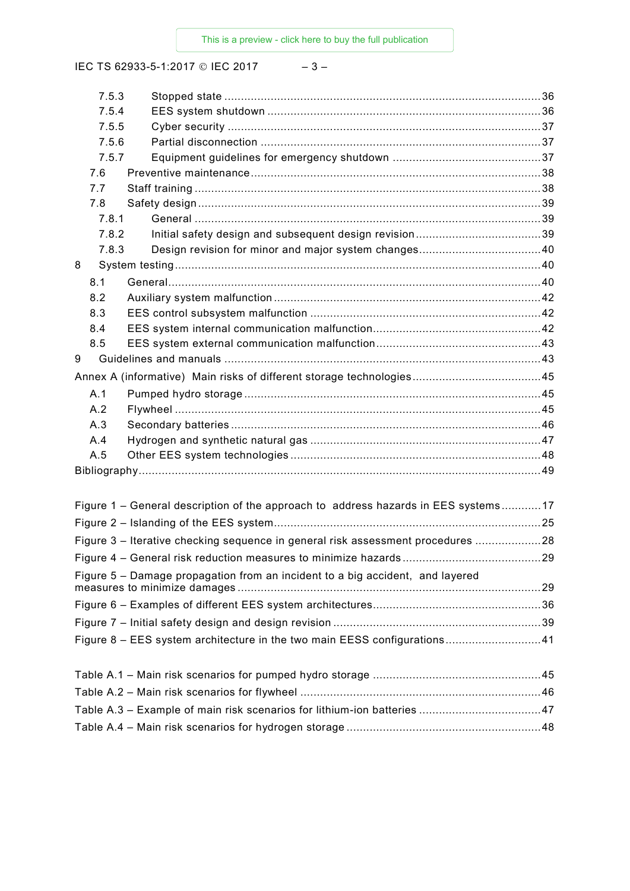7.5.3 Stopped state ............................................................................................... 36
7.5.4 EES system shutdown .................................................................................. 36
7.5.5 Cyber security ............................................................................................. 37
7.5.6 Partial disconnection .................................................................................... 37
7.5.7 Equipment guidelines for emergency shutdown ............................................. 37
7.6 Preventive maintenance ....................................................................................... 38
7.7 Staff training ........................................................................................................ 38
7.8 Safety design ....................................................................................................... 39
7.8.1 General ........................................................................................................ 39
7.8.2 Initial safety design and subsequent design revision ...................................... 39
7.8.3 Design revision for minor and major system changes ..................................... 40
8 System testing ............................................................................................................. 40
8.1 General ................................................................................................................ 40
8.2 Auxiliary system malfunction ................................................................................ 42
8.3 EES control subsystem malfunction ...................................................................... 42
8.4 EES system internal communication malfunction ................................................... 42
8.5 EES system external communication malfunction .................................................. 43
9 Guidelines and manuals ............................................................................................... 43
Annex A (informative) Main risks of different storage technologies ....................................... 45
A.1 Pumped hydro storage ......................................................................................... 45
A.2 Flywheel .............................................................................................................. 45
A.3 Secondary batteries ............................................................................................. 46
A.4 Hydrogen and synthetic natural gas ..................................................................... 47
A.5 Other EES system technologies ............................................................................ 48
Bibliography ......................................................................................................................... 49

Figure 1 – General description of the approach to address hazards in EES systems ............ 17
Figure 2 – Islanding of the EES system ................................................................................ 25
Figure 3 – Iterative checking sequence in general risk assessment procedures .................... 28
Figure 4 – General risk reduction measures to minimize hazards .......................................... 29
Figure 5 – Damage propagation from an incident to a big accident, and layered measures to minimize damages ........................................................................................... 29
Figure 6 – Examples of different EES system architectures .................................................. 36
Figure 7 – Initial safety design and design revision .............................................................. 39
Figure 8 – EES system architecture in the two main EESS configurations ............................. 41

Table A.1 – Main risk scenarios for pumped hydro storage .................................................. 45
Table A.2 – Main risk scenarios for flywheel ........................................................................ 46
Table A.3 – Example of main risk scenarios for lithium-ion batteries ..................................... 47
Table A.4 – Main risk scenarios for hydrogen storage ........................................................... 48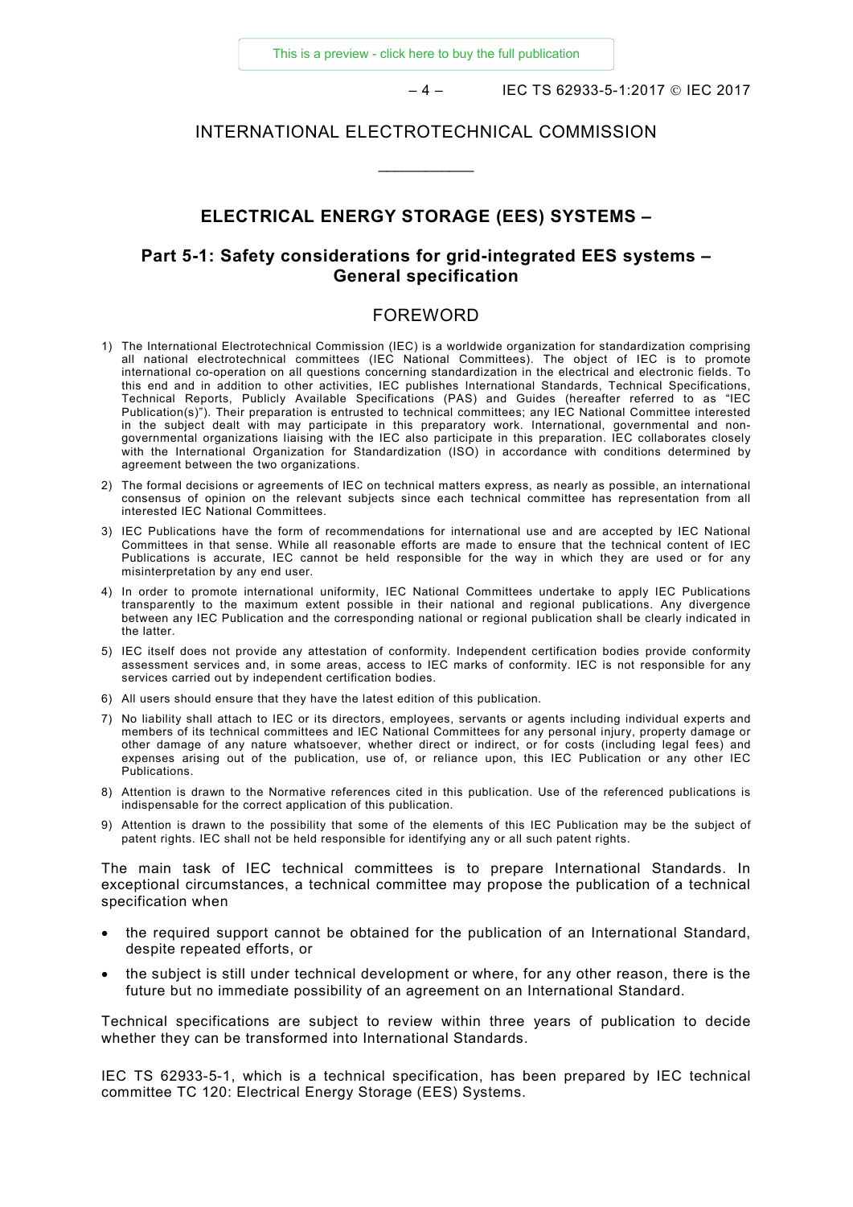INTERNATIONAL ELECTROTECHNICAL COMMISSION

\_\_\_\_\_\_\_\_\_\_\_\_

# ELECTRICAL ENERGY STORAGE (EES) SYSTEMS –

## Part 5-1: Safety considerations for grid-integrated EES systems – General specification

## FOREWORD

1) The International Electrotechnical Commission (IEC) is a worldwide organization for standardization comprising all national electrotechnical committees (IEC National Committees). The object of IEC is to promote international co-operation on all questions concerning standardization in the electrical and electronic fields. To this end and in addition to other activities, IEC publishes International Standards, Technical Specifications, Technical Reports, Publicly Available Specifications (PAS) and Guides (hereafter referred to as "IEC Publication(s)"). Their preparation is entrusted to technical committees; any IEC National Committee interested in the subject dealt with may participate in this preparatory work. International, governmental and non-governmental organizations liaising with the IEC also participate in this preparation. IEC collaborates closely with the International Organization for Standardization (ISO) in accordance with conditions determined by agreement between the two organizations.
2) The formal decisions or agreements of IEC on technical matters express, as nearly as possible, an international consensus of opinion on the relevant subjects since each technical committee has representation from all interested IEC National Committees.
3) IEC Publications have the form of recommendations for international use and are accepted by IEC National Committees in that sense. While all reasonable efforts are made to ensure that the technical content of IEC Publications is accurate, IEC cannot be held responsible for the way in which they are used or for any misinterpretation by any end user.
4) In order to promote international uniformity, IEC National Committees undertake to apply IEC Publications transparently to the maximum extent possible in their national and regional publications. Any divergence between any IEC Publication and the corresponding national or regional publication shall be clearly indicated in the latter.
5) IEC itself does not provide any attestation of conformity. Independent certification bodies provide conformity assessment services and, in some areas, access to IEC marks of conformity. IEC is not responsible for any services carried out by independent certification bodies.
6) All users should ensure that they have the latest edition of this publication.
7) No liability shall attach to IEC or its directors, employees, servants or agents including individual experts and members of its technical committees and IEC National Committees for any personal injury, property damage or other damage of any nature whatsoever, whether direct or indirect, or for costs (including legal fees) and expenses arising out of the publication, use of, or reliance upon, this IEC Publication or any other IEC Publications.
8) Attention is drawn to the Normative references cited in this publication. Use of the referenced publications is indispensable for the correct application of this publication.
9) Attention is drawn to the possibility that some of the elements of this IEC Publication may be the subject of patent rights. IEC shall not be held responsible for identifying any or all such patent rights.

The main task of IEC technical committees is to prepare International Standards. In exceptional circumstances, a technical committee may propose the publication of a technical specification when

- the required support cannot be obtained for the publication of an International Standard, despite repeated efforts, or
- the subject is still under technical development or where, for any other reason, there is the future but no immediate possibility of an agreement on an International Standard.

Technical specifications are subject to review within three years of publication to decide whether they can be transformed into International Standards.

IEC TS 62933-5-1, which is a technical specification, has been prepared by IEC technical committee TC 120: Electrical Energy Storage (EES) Systems.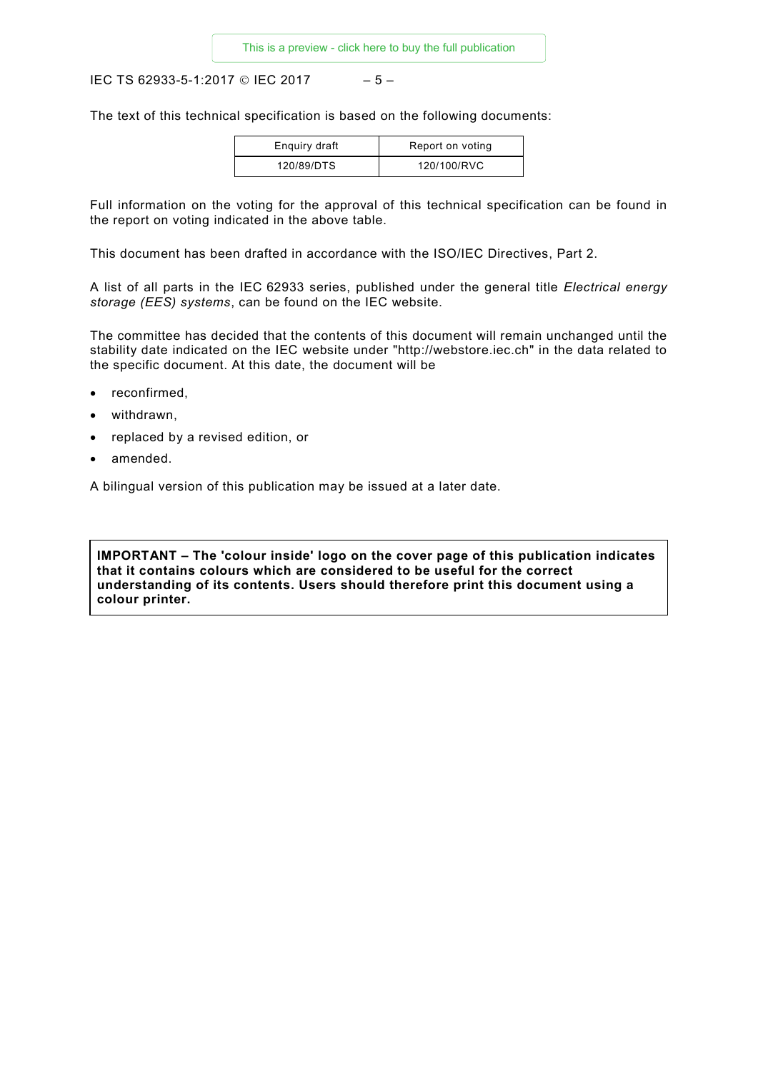The text of this technical specification is based on the following documents:

| Enquiry draft | Report on voting |
|---|---|
| 120/89/DTS | 120/100/RVC |

Full information on the voting for the approval of this technical specification can be found in the report on voting indicated in the above table.

This document has been drafted in accordance with the ISO/IEC Directives, Part 2.

A list of all parts in the IEC 62933 series, published under the general title *Electrical energy storage (EES) systems*, can be found on the IEC website.

The committee has decided that the contents of this document will remain unchanged until the stability date indicated on the IEC website under "http://webstore.iec.ch" in the data related to the specific document. At this date, the document will be

- reconfirmed,
- withdrawn,
- replaced by a revised edition, or
- amended.

A bilingual version of this publication may be issued at a later date.

**IMPORTANT – The 'colour inside' logo on the cover page of this publication indicates that it contains colours which are considered to be useful for the correct understanding of its contents. Users should therefore print this document using a colour printer.**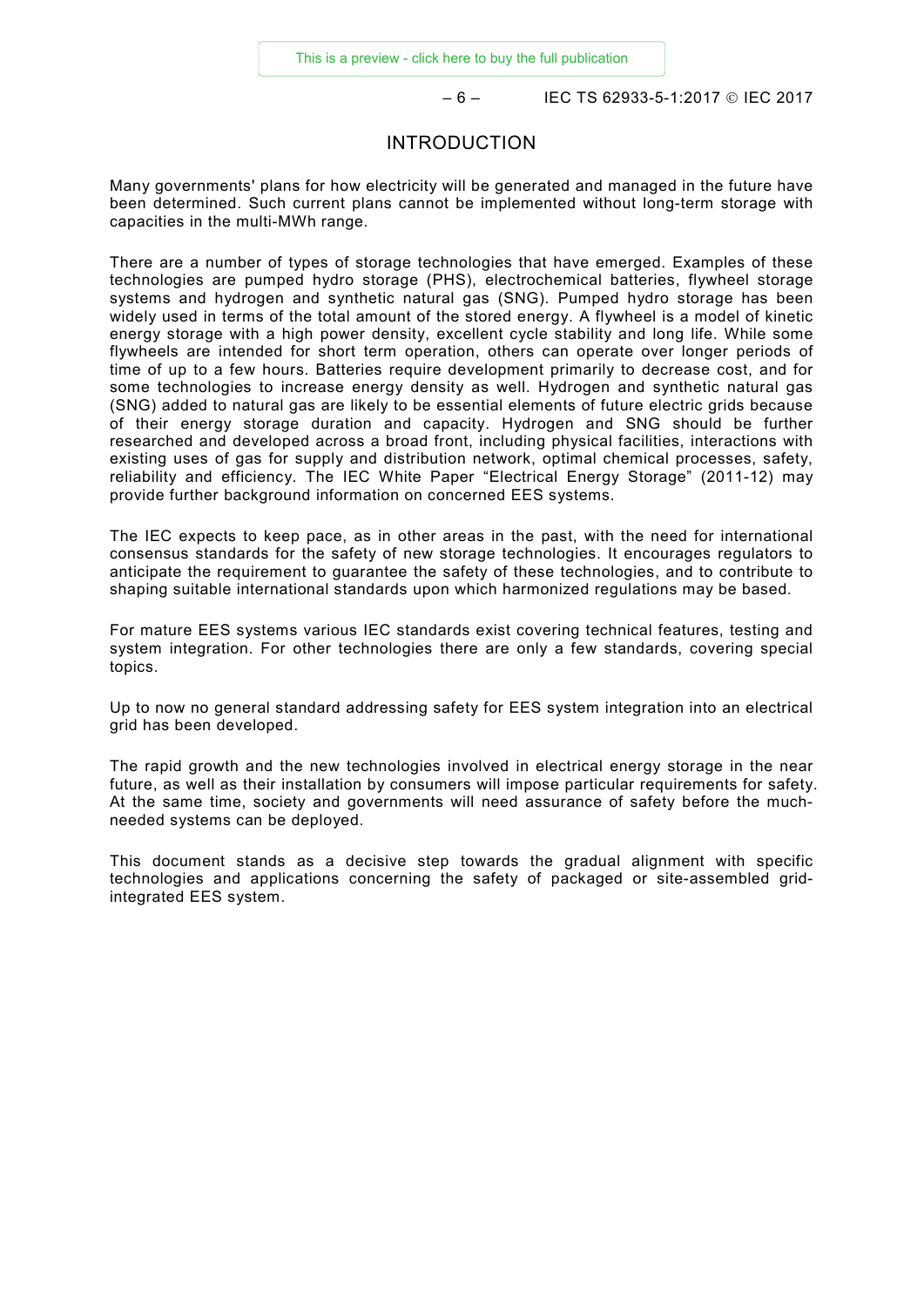# INTRODUCTION

Many governments' plans for how electricity will be generated and managed in the future have been determined. Such current plans cannot be implemented without long-term storage with capacities in the multi-MWh range.

There are a number of types of storage technologies that have emerged. Examples of these technologies are pumped hydro storage (PHS), electrochemical batteries, flywheel storage systems and hydrogen and synthetic natural gas (SNG). Pumped hydro storage has been widely used in terms of the total amount of the stored energy. A flywheel is a model of kinetic energy storage with a high power density, excellent cycle stability and long life. While some flywheels are intended for short term operation, others can operate over longer periods of time of up to a few hours. Batteries require development primarily to decrease cost, and for some technologies to increase energy density as well. Hydrogen and synthetic natural gas (SNG) added to natural gas are likely to be essential elements of future electric grids because of their energy storage duration and capacity. Hydrogen and SNG should be further researched and developed across a broad front, including physical facilities, interactions with existing uses of gas for supply and distribution network, optimal chemical processes, safety, reliability and efficiency. The IEC White Paper "Electrical Energy Storage" (2011-12) may provide further background information on concerned EES systems.

The IEC expects to keep pace, as in other areas in the past, with the need for international consensus standards for the safety of new storage technologies. It encourages regulators to anticipate the requirement to guarantee the safety of these technologies, and to contribute to shaping suitable international standards upon which harmonized regulations may be based.

For mature EES systems various IEC standards exist covering technical features, testing and system integration. For other technologies there are only a few standards, covering special topics.

Up to now no general standard addressing safety for EES system integration into an electrical grid has been developed.

The rapid growth and the new technologies involved in electrical energy storage in the near future, as well as their installation by consumers will impose particular requirements for safety. At the same time, society and governments will need assurance of safety before the much-needed systems can be deployed.

This document stands as a decisive step towards the gradual alignment with specific technologies and applications concerning the safety of packaged or site-assembled grid-integrated EES system.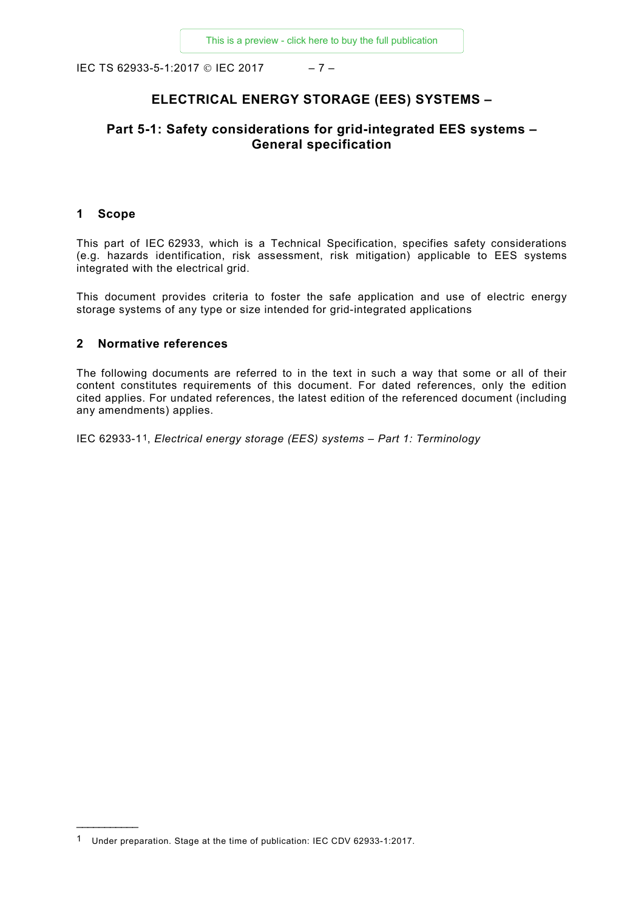# ELECTRICAL ENERGY STORAGE (EES) SYSTEMS –

## Part 5-1: Safety considerations for grid-integrated EES systems – General specification

### 1 Scope

This part of IEC 62933, which is a Technical Specification, specifies safety considerations (e.g. hazards identification, risk assessment, risk mitigation) applicable to EES systems integrated with the electrical grid.

This document provides criteria to foster the safe application and use of electric energy storage systems of any type or size intended for grid-integrated applications

### 2 Normative references

The following documents are referred to in the text in such a way that some or all of their content constitutes requirements of this document. For dated references, only the edition cited applies. For undated references, the latest edition of the referenced document (including any amendments) applies.

IEC 62933-1[1], *Electrical energy storage (EES) systems – Part 1: Terminology*

---

[1] Under preparation. Stage at the time of publication: IEC CDV 62933-1:2017.